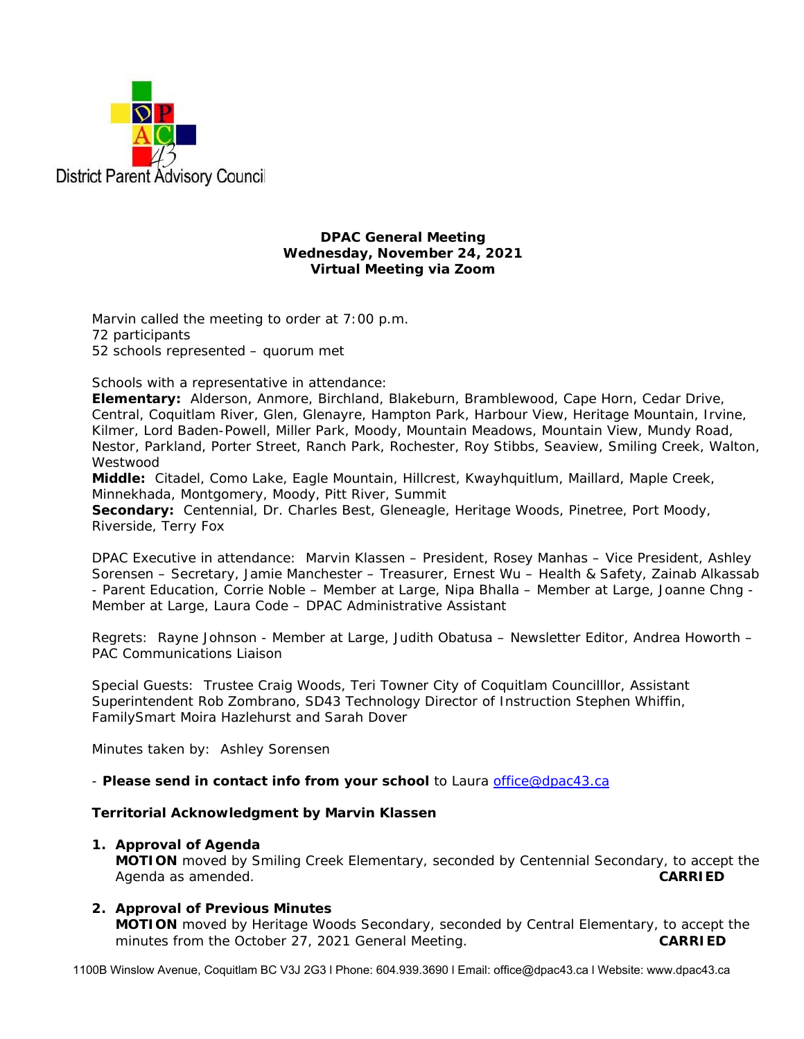District Parent Advisory Council

**DPAC General Meeting**
**Wednesday, November 24, 2021**
**Virtual Meeting via Zoom**

Marvin called the meeting to order at 7:00 p.m.
72 participants
52 schools represented – quorum met

Schools with a representative in attendance:
**Elementary:** Alderson, Anmore, Birchland, Blakeburn, Bramblewood, Cape Horn, Cedar Drive, Central, Coquitlam River, Glen, Glenayre, Hampton Park, Harbour View, Heritage Mountain, Irvine, Kilmer, Lord Baden-Powell, Miller Park, Moody, Mountain Meadows, Mountain View, Mundy Road, Nestor, Parkland, Porter Street, Ranch Park, Rochester, Roy Stibbs, Seaview, Smiling Creek, Walton, Westwood
**Middle:** Citadel, Como Lake, Eagle Mountain, Hillcrest, Kwayhquitlum, Maillard, Maple Creek, Minnekhada, Montgomery, Moody, Pitt River, Summit
**Secondary:** Centennial, Dr. Charles Best, Gleneagle, Heritage Woods, Pinetree, Port Moody, Riverside, Terry Fox

DPAC Executive in attendance: Marvin Klassen – President, Rosey Manhas – Vice President, Ashley Sorensen – Secretary, Jamie Manchester – Treasurer, Ernest Wu – Health & Safety, Zainab Alkassab - Parent Education, Corrie Noble – Member at Large, Nipa Bhalla – Member at Large, Joanne Chng - Member at Large, Laura Code – DPAC Administrative Assistant

Regrets: Rayne Johnson - Member at Large, Judith Obatusa – Newsletter Editor, Andrea Howorth – PAC Communications Liaison

Special Guests: Trustee Craig Woods, Teri Towner City of Coquitlam Councilllor, Assistant Superintendent Rob Zombrano, SD43 Technology Director of Instruction Stephen Whiffin, FamilySmart Moira Hazlehurst and Sarah Dover

Minutes taken by: Ashley Sorensen

- **Please send in contact info from your school** to Laura office@dpac43.ca

**Territorial Acknowledgment by Marvin Klassen**

1. **Approval of Agenda**
   **MOTION** moved by Smiling Creek Elementary, seconded by Centennial Secondary, to accept the Agenda as amended. **CARRIED**

2. **Approval of Previous Minutes**
   **MOTION** moved by Heritage Woods Secondary, seconded by Central Elementary, to accept the minutes from the October 27, 2021 General Meeting. **CARRIED**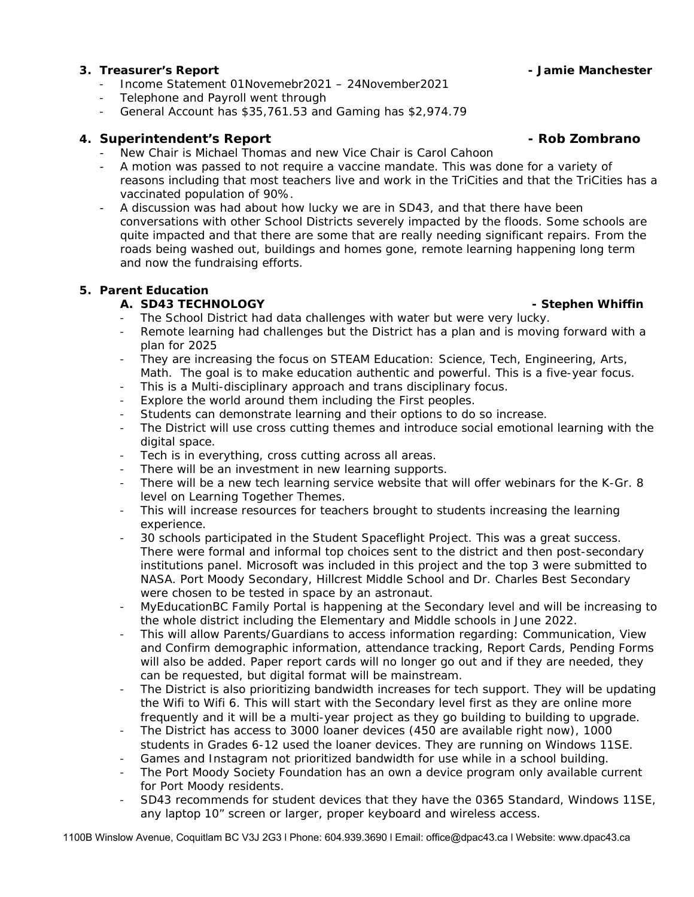**3. Treasurer's Report - Jamie Manchester**

- Income Statement 01Novemebr2021 – 24November2021
- Telephone and Payroll went through
- General Account has $35,761.53 and Gaming has $2,974.79

**4. Superintendent's Report - Rob Zombrano**

- New Chair is Michael Thomas and new Vice Chair is Carol Cahoon
- A motion was passed to not require a vaccine mandate. This was done for a variety of reasons including that most teachers live and work in the TriCities and that the TriCities has a vaccinated population of 90%.
- A discussion was had about how lucky we are in SD43, and that there have been conversations with other School Districts severely impacted by the floods. Some schools are quite impacted and that there are some that are really needing significant repairs. From the roads being washed out, buildings and homes gone, remote learning happening long term and now the fundraising efforts.

**5. Parent Education**

**A. SD43 TECHNOLOGY - Stephen Whiffin**

- The School District had data challenges with water but were very lucky.
- Remote learning had challenges but the District has a plan and is moving forward with a plan for 2025
- They are increasing the focus on STEAM Education: Science, Tech, Engineering, Arts, Math. The goal is to make education authentic and powerful. This is a five-year focus.
- This is a Multi-disciplinary approach and trans disciplinary focus.
- Explore the world around them including the First peoples.
- Students can demonstrate learning and their options to do so increase.
- The District will use cross cutting themes and introduce social emotional learning with the digital space.
- Tech is in everything, cross cutting across all areas.
- There will be an investment in new learning supports.
- There will be a new tech learning service website that will offer webinars for the K-Gr. 8 level on Learning Together Themes.
- This will increase resources for teachers brought to students increasing the learning experience.
- 30 schools participated in the Student Spaceflight Project. This was a great success. There were formal and informal top choices sent to the district and then post-secondary institutions panel. Microsoft was included in this project and the top 3 were submitted to NASA. Port Moody Secondary, Hillcrest Middle School and Dr. Charles Best Secondary were chosen to be tested in space by an astronaut.
- MyEducationBC Family Portal is happening at the Secondary level and will be increasing to the whole district including the Elementary and Middle schools in June 2022.
- This will allow Parents/Guardians to access information regarding: Communication, View and Confirm demographic information, attendance tracking, Report Cards, Pending Forms will also be added. Paper report cards will no longer go out and if they are needed, they can be requested, but digital format will be mainstream.
- The District is also prioritizing bandwidth increases for tech support. They will be updating the Wifi to Wifi 6. This will start with the Secondary level first as they are online more frequently and it will be a multi-year project as they go building to building to upgrade.
- The District has access to 3000 loaner devices (450 are available right now), 1000 students in Grades 6-12 used the loaner devices. They are running on Windows 11SE.
- Games and Instagram not prioritized bandwidth for use while in a school building.
- The Port Moody Society Foundation has an own a device program only available current for Port Moody residents.
- SD43 recommends for student devices that they have the 0365 Standard, Windows 11SE, any laptop 10" screen or larger, proper keyboard and wireless access.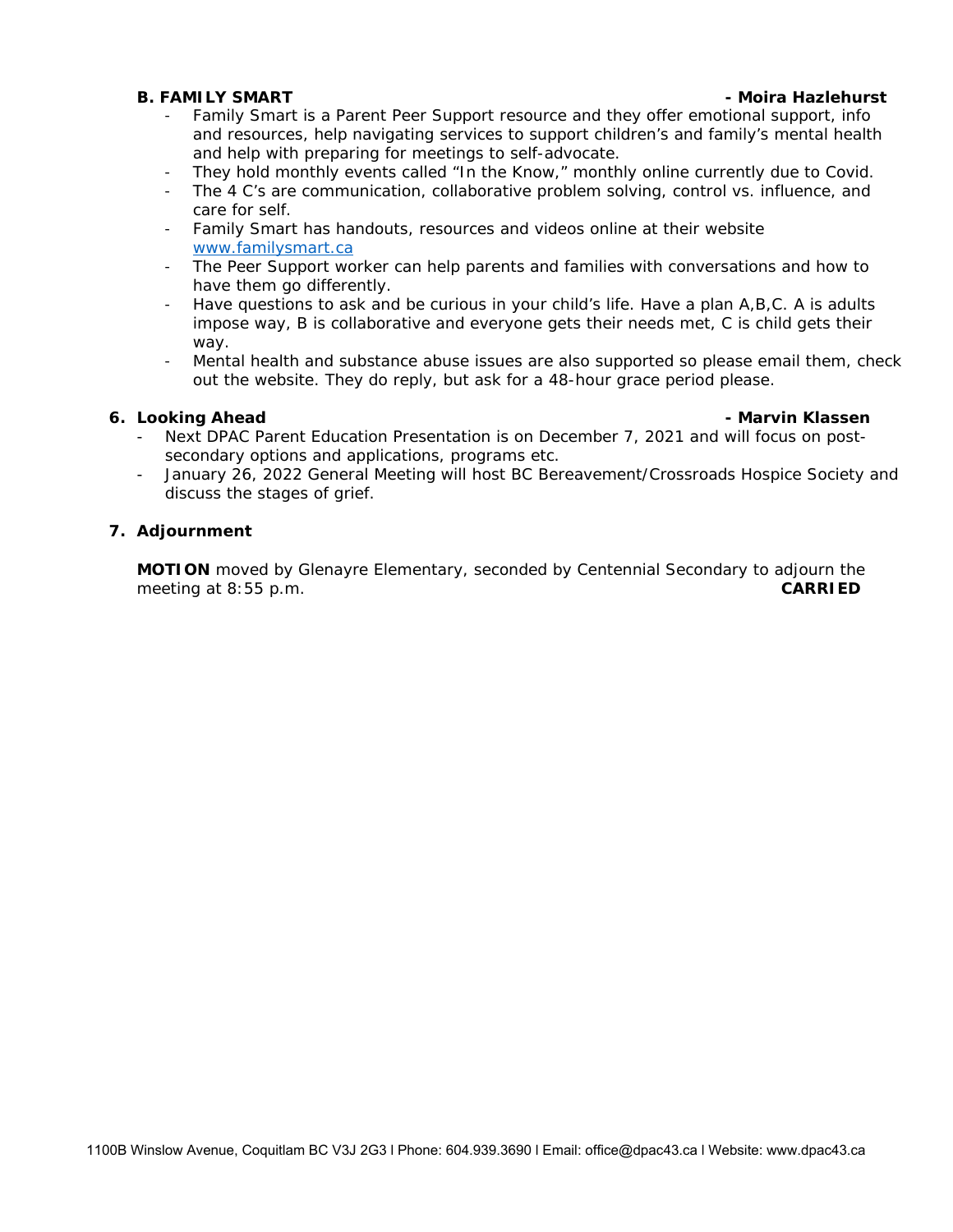**B. FAMILY SMART** **- Moira Hazlehurst**

- Family Smart is a Parent Peer Support resource and they offer emotional support, info and resources, help navigating services to support children's and family's mental health and help with preparing for meetings to self-advocate.
- They hold monthly events called "In the Know," monthly online currently due to Covid.
- The 4 C's are communication, collaborative problem solving, control vs. influence, and care for self.
- Family Smart has handouts, resources and videos online at their website www.familysmart.ca
- The Peer Support worker can help parents and families with conversations and how to have them go differently.
- Have questions to ask and be curious in your child's life. Have a plan A,B,C. A is adults impose way, B is collaborative and everyone gets their needs met, C is child gets their way.
- Mental health and substance abuse issues are also supported so please email them, check out the website. They do reply, but ask for a 48-hour grace period please.

**6. Looking Ahead** **- Marvin Klassen**

- Next DPAC Parent Education Presentation is on December 7, 2021 and will focus on post-secondary options and applications, programs etc.
- January 26, 2022 General Meeting will host BC Bereavement/Crossroads Hospice Society and discuss the stages of grief.

**7. Adjournment**

**MOTION** moved by Glenayre Elementary, seconded by Centennial Secondary to adjourn the meeting at 8:55 p.m. **CARRIED**

1100B Winslow Avenue, Coquitlam BC V3J 2G3 l Phone: 604.939.3690 l Email: office@dpac43.ca l Website: www.dpac43.ca